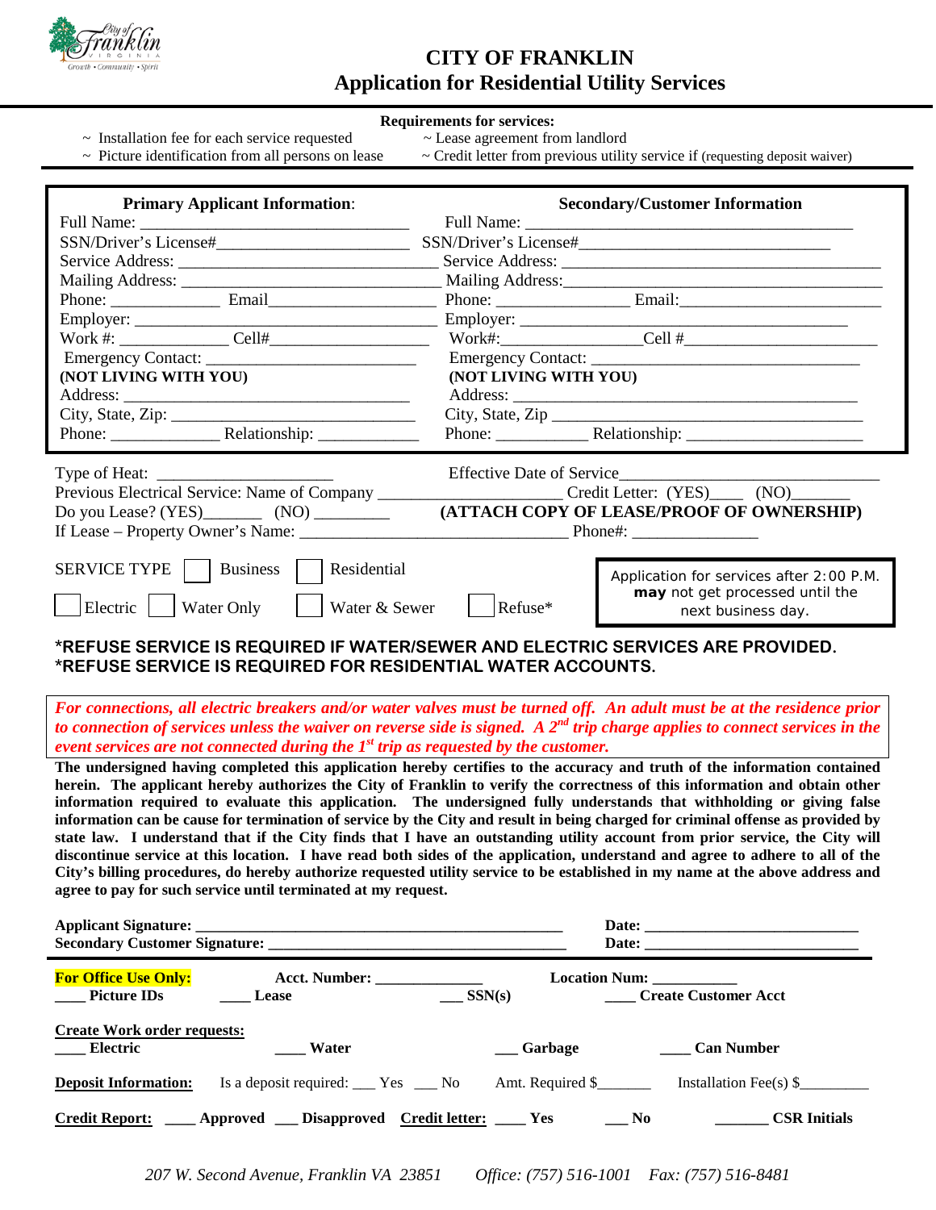# CITY OF FRANKLIN

## Application for Residential Utility Services

**Requirements for services:**

- ~ Installation fee for each service requested
- ~ Picture identification from all persons on lease
- ~ Lease agreement from landlord
- ~ Credit letter from previous utility service if (requesting deposit waiver)

| **Primary Applicant Information:** | **Secondary/Customer Information** |
|---|---|
| Full Name: ___________________________ | Full Name: ___________________________ |
| SSN/Driver's License#___________________ | SSN/Driver's License#___________________ |
| Service Address: _______________________ | Service Address: _______________________ |
| Mailing Address: _______________________ | Mailing Address:_______________________ |
| Phone: ___________ Email______________ | Phone: ___________ Email:______________ |
| Employer: ____________________________ | Employer: ____________________________ |
| Work #: ___________ Cell#______________ | Work#:___________Cell #______________ |
| Emergency Contact: ____________________ | Emergency Contact: ____________________ |
| **(NOT LIVING WITH YOU)** | **(NOT LIVING WITH YOU)** |
| Address: ____________________________ | Address: ____________________________ |
| City, State, Zip: ______________________ | City, State, Zip ______________________ |
| Phone: ___________ Relationship: _________ | Phone: _________ Relationship: __________ |

Type of Heat: ____________________ Effective Date of Service____________________________

Previous Electrical Service: Name of Company ____________________ Credit Letter: (YES)____ (NO)_______

Do you Lease? (YES)_______ (NO) _________ **(ATTACH COPY OF LEASE/PROOF OF OWNERSHIP)**

If Lease – Property Owner's Name: ______________________________ Phone#: ______________

SERVICE TYPE ☐ Business ☐ Residential

☐ Electric ☐ Water Only ☐ Water & Sewer ☐ Refuse*

Application for services after 2:00 P.M. **may** not get processed until the next business day.

**\*REFUSE SERVICE IS REQUIRED IF WATER/SEWER AND ELECTRIC SERVICES ARE PROVIDED.**
**\*REFUSE SERVICE IS REQUIRED FOR RESIDENTIAL WATER ACCOUNTS.**

***For connections, all electric breakers and/or water valves must be turned off. An adult must be at the residence prior to connection of services unless the waiver on reverse side is signed. A 2nd trip charge applies to connect services in the event services are not connected during the 1st trip as requested by the customer.***

**The undersigned having completed this application hereby certifies to the accuracy and truth of the information contained herein. The applicant hereby authorizes the City of Franklin to verify the correctness of this information and obtain other information required to evaluate this application. The undersigned fully understands that withholding or giving false information can be cause for termination of service by the City and result in being charged for criminal offense as provided by state law. I understand that if the City finds that I have an outstanding utility account from prior service, the City will discontinue service at this location. I have read both sides of the application, understand and agree to adhere to all of the City's billing procedures, do hereby authorize requested utility service to be established in my name at the above address and agree to pay for such service until terminated at my request.**

**Applicant Signature: ________________________________________ Date: ________________________**

**Secondary Customer Signature: ________________________________ Date: ________________________**

---

**For Office Use Only:** **Acct. Number: ____________** **Location Num: __________**

**____ Picture IDs** **____ Lease** **____ SSN(s)** **____ Create Customer Acct**

**Create Work order requests:**

**____ Electric** **____ Water** **___ Garbage** **____ Can Number**

**Deposit Information:** Is a deposit required: ___ Yes ___ No Amt. Required $_______ Installation Fee(s) $_________

**Credit Report:** **____ Approved** **___ Disapproved** **Credit letter:** **____ Yes** **___ No** **_______ CSR Initials**

*207 W. Second Avenue, Franklin VA 23851 Office: (757) 516-1001 Fax: (757) 516-8481*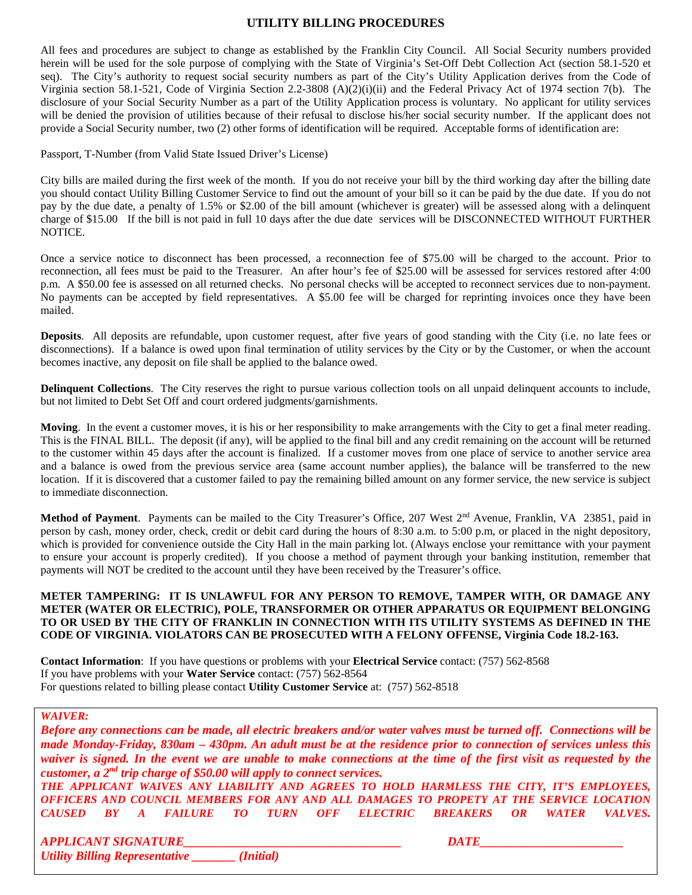# UTILITY BILLING PROCEDURES

All fees and procedures are subject to change as established by the Franklin City Council. All Social Security numbers provided herein will be used for the sole purpose of complying with the State of Virginia's Set-Off Debt Collection Act (section 58.1-520 et seq). The City's authority to request social security numbers as part of the City's Utility Application derives from the Code of Virginia section 58.1-521, Code of Virginia Section 2.2-3808 (A)(2)(i)(ii) and the Federal Privacy Act of 1974 section 7(b). The disclosure of your Social Security Number as a part of the Utility Application process is voluntary. No applicant for utility services will be denied the provision of utilities because of their refusal to disclose his/her social security number. If the applicant does not provide a Social Security number, two (2) other forms of identification will be required. Acceptable forms of identification are:

Passport, T-Number (from Valid State Issued Driver's License)

City bills are mailed during the first week of the month. If you do not receive your bill by the third working day after the billing date you should contact Utility Billing Customer Service to find out the amount of your bill so it can be paid by the due date. If you do not pay by the due date, a penalty of 1.5% or $2.00 of the bill amount (whichever is greater) will be assessed along with a delinquent charge of $15.00 If the bill is not paid in full 10 days after the due date services will be DISCONNECTED WITHOUT FURTHER NOTICE.

Once a service notice to disconnect has been processed, a reconnection fee of $75.00 will be charged to the account. Prior to reconnection, all fees must be paid to the Treasurer. An after hour's fee of $25.00 will be assessed for services restored after 4:00 p.m. A $50.00 fee is assessed on all returned checks. No personal checks will be accepted to reconnect services due to non-payment. No payments can be accepted by field representatives. A $5.00 fee will be charged for reprinting invoices once they have been mailed.

**Deposits**. All deposits are refundable, upon customer request, after five years of good standing with the City (i.e. no late fees or disconnections). If a balance is owed upon final termination of utility services by the City or by the Customer, or when the account becomes inactive, any deposit on file shall be applied to the balance owed.

**Delinquent Collections**. The City reserves the right to pursue various collection tools on all unpaid delinquent accounts to include, but not limited to Debt Set Off and court ordered judgments/garnishments.

**Moving**. In the event a customer moves, it is his or her responsibility to make arrangements with the City to get a final meter reading. This is the FINAL BILL. The deposit (if any), will be applied to the final bill and any credit remaining on the account will be returned to the customer within 45 days after the account is finalized. If a customer moves from one place of service to another service area and a balance is owed from the previous service area (same account number applies), the balance will be transferred to the new location. If it is discovered that a customer failed to pay the remaining billed amount on any former service, the new service is subject to immediate disconnection.

**Method of Payment**. Payments can be mailed to the City Treasurer's Office, 207 West 2nd Avenue, Franklin, VA 23851, paid in person by cash, money order, check, credit or debit card during the hours of 8:30 a.m. to 5:00 p.m, or placed in the night depository, which is provided for convenience outside the City Hall in the main parking lot. (Always enclose your remittance with your payment to ensure your account is properly credited). If you choose a method of payment through your banking institution, remember that payments will NOT be credited to the account until they have been received by the Treasurer's office.

**METER TAMPERING: IT IS UNLAWFUL FOR ANY PERSON TO REMOVE, TAMPER WITH, OR DAMAGE ANY METER (WATER OR ELECTRIC), POLE, TRANSFORMER OR OTHER APPARATUS OR EQUIPMENT BELONGING TO OR USED BY THE CITY OF FRANKLIN IN CONNECTION WITH ITS UTILITY SYSTEMS AS DEFINED IN THE CODE OF VIRGINIA. VIOLATORS CAN BE PROSECUTED WITH A FELONY OFFENSE, Virginia Code 18.2-163.**

**Contact Information**: If you have questions or problems with your **Electrical Service** contact: (757) 562-8568
If you have problems with your **Water Service** contact: (757) 562-8564
For questions related to billing please contact **Utility Customer Service** at: (757) 562-8518

***WAIVER:***

***Before any connections can be made, all electric breakers and/or water valves must be turned off. Connections will be made Monday-Friday, 830am – 430pm. An adult must be at the residence prior to connection of services unless this waiver is signed. In the event we are unable to make connections at the time of the first visit as requested by the customer, a 2nd trip charge of $50.00 will apply to connect services.***

***THE APPLICANT WAIVES ANY LIABILITY AND AGREES TO HOLD HARMLESS THE CITY, IT'S EMPLOYEES, OFFICERS AND COUNCIL MEMBERS FOR ANY AND ALL DAMAGES TO PROPETY AT THE SERVICE LOCATION CAUSED BY A FAILURE TO TURN OFF ELECTRIC BREAKERS OR WATER VALVES.***

***APPLICANT SIGNATURE___________________________________ DATE_______________________***

***Utility Billing Representative _______ (Initial)***